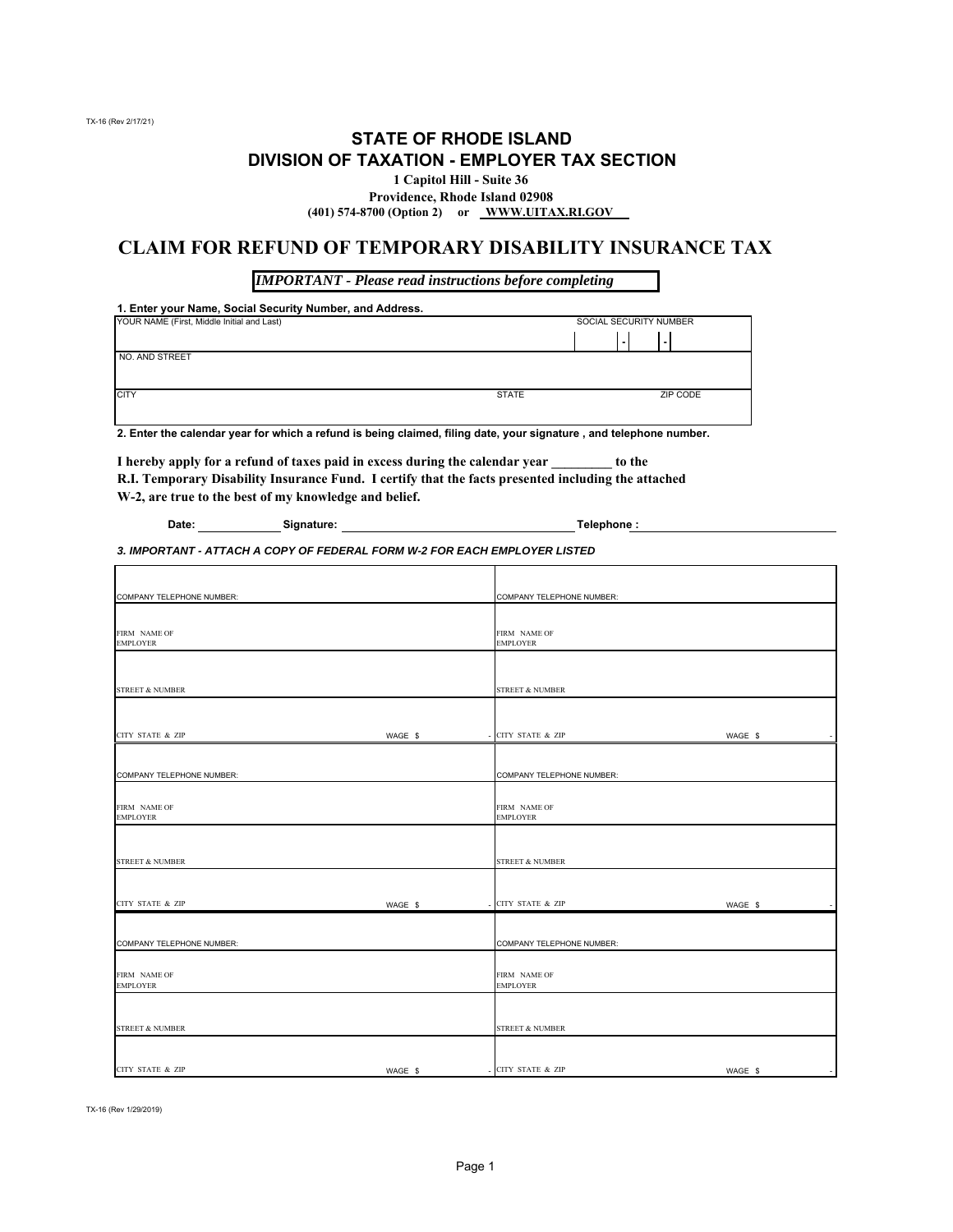TX-16 (Rev 2/17/21)

# STATE OF RHODE ISLAND
## DIVISION OF TAXATION - EMPLOYER TAX SECTION

**1 Capitol Hill - Suite 36**
**Providence, Rhode Island 02908**
**(401) 574-8700 (Option 2) or WWW.UITAX.RI.GOV**

# CLAIM FOR REFUND OF TEMPORARY DISABILITY INSURANCE TAX

***IMPORTANT - Please read instructions before completing***

**1. Enter your Name, Social Security Number, and Address.**

| YOUR NAME (First, Middle Initial and Last) | | SOCIAL SECURITY NUMBER |
|---|---|---|
| | | - - |
| NO. AND STREET | | |
| | | |
| CITY | STATE | ZIP CODE |
| | | |

**2. Enter the calendar year for which a refund is being claimed, filing date, your signature , and telephone number.**

**I hereby apply for a refund of taxes paid in excess during the calendar year ________ to the R.I. Temporary Disability Insurance Fund. I certify that the facts presented including the attached W-2, are true to the best of my knowledge and belief.**

**Date:** ____________ **Signature:** ________________________________ **Telephone :** ____________________________

***3. IMPORTANT - ATTACH A COPY OF FEDERAL FORM W-2 FOR EACH EMPLOYER LISTED***

| | | | |
|---|---|---|---|
| COMPANY TELEPHONE NUMBER: | | COMPANY TELEPHONE NUMBER: | |
| FIRM NAME OF EMPLOYER | | FIRM NAME OF EMPLOYER | |
| STREET & NUMBER | | STREET & NUMBER | |
| CITY STATE & ZIP | WAGE $ - | CITY STATE & ZIP | WAGE $ - |
| COMPANY TELEPHONE NUMBER: | | COMPANY TELEPHONE NUMBER: | |
| FIRM NAME OF EMPLOYER | | FIRM NAME OF EMPLOYER | |
| STREET & NUMBER | | STREET & NUMBER | |
| CITY STATE & ZIP | WAGE $ - | CITY STATE & ZIP | WAGE $ - |
| COMPANY TELEPHONE NUMBER: | | COMPANY TELEPHONE NUMBER: | |
| FIRM NAME OF EMPLOYER | | FIRM NAME OF EMPLOYER | |
| STREET & NUMBER | | STREET & NUMBER | |
| CITY STATE & ZIP | WAGE $ - | CITY STATE & ZIP | WAGE $ - |

TX-16 (Rev 1/29/2019)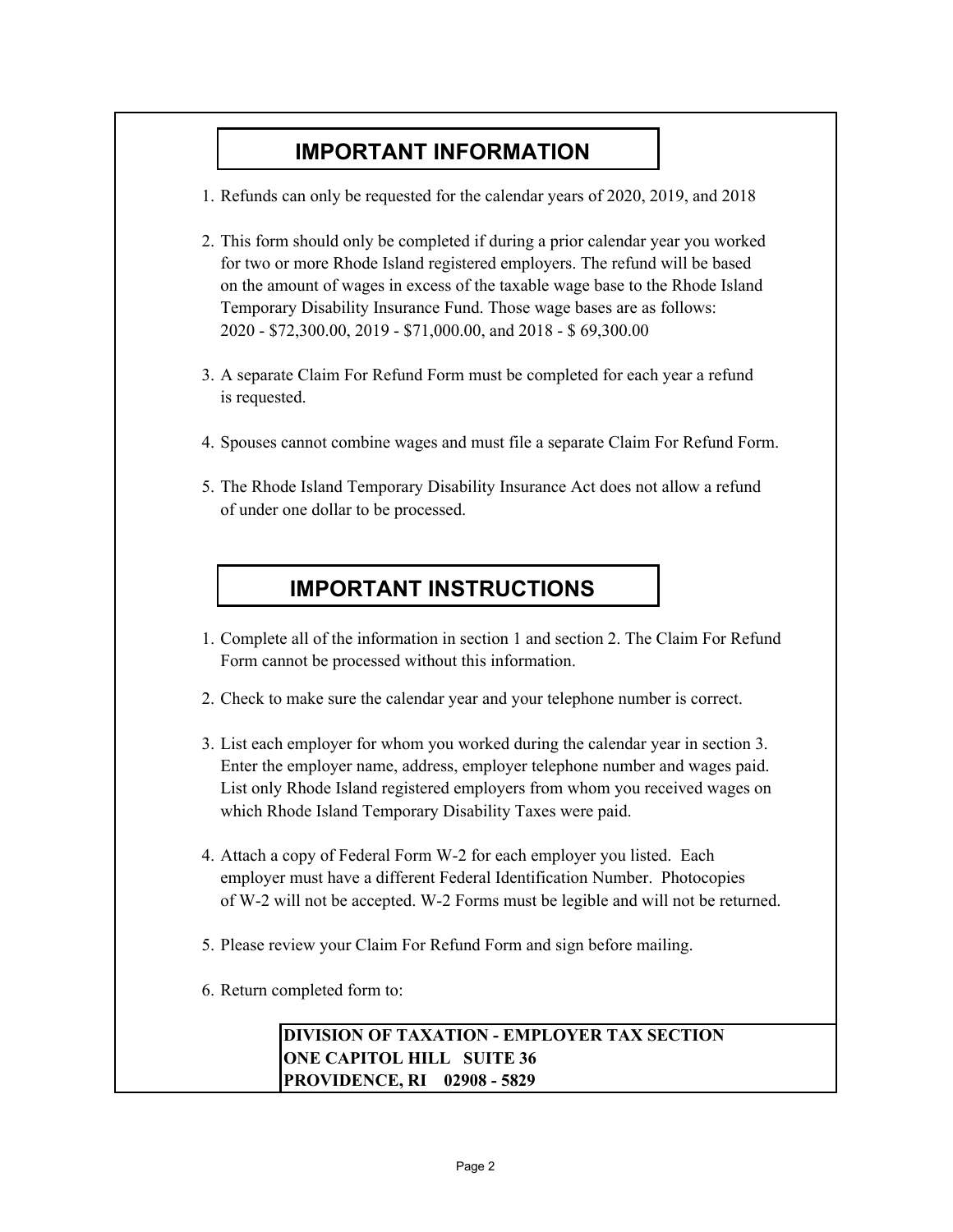## IMPORTANT INFORMATION

1. Refunds can only be requested for the calendar years of 2020, 2019, and 2018

2. This form should only be completed if during a prior calendar year you worked for two or more Rhode Island registered employers. The refund will be based on the amount of wages in excess of the taxable wage base to the Rhode Island Temporary Disability Insurance Fund. Those wage bases are as follows: 2020 - $72,300.00, 2019 - $71,000.00, and 2018 - $ 69,300.00

3. A separate Claim For Refund Form must be completed for each year a refund is requested.

4. Spouses cannot combine wages and must file a separate Claim For Refund Form.

5. The Rhode Island Temporary Disability Insurance Act does not allow a refund of under one dollar to be processed.

## IMPORTANT INSTRUCTIONS

1. Complete all of the information in section 1 and section 2. The Claim For Refund Form cannot be processed without this information.

2. Check to make sure the calendar year and your telephone number is correct.

3. List each employer for whom you worked during the calendar year in section 3. Enter the employer name, address, employer telephone number and wages paid. List only Rhode Island registered employers from whom you received wages on which Rhode Island Temporary Disability Taxes were paid.

4. Attach a copy of Federal Form W-2 for each employer you listed. Each employer must have a different Federal Identification Number. Photocopies of W-2 will not be accepted. W-2 Forms must be legible and will not be returned.

5. Please review your Claim For Refund Form and sign before mailing.

6. Return completed form to:

**DIVISION OF TAXATION - EMPLOYER TAX SECTION**
**ONE CAPITOL HILL SUITE 36**
**PROVIDENCE, RI 02908 - 5829**